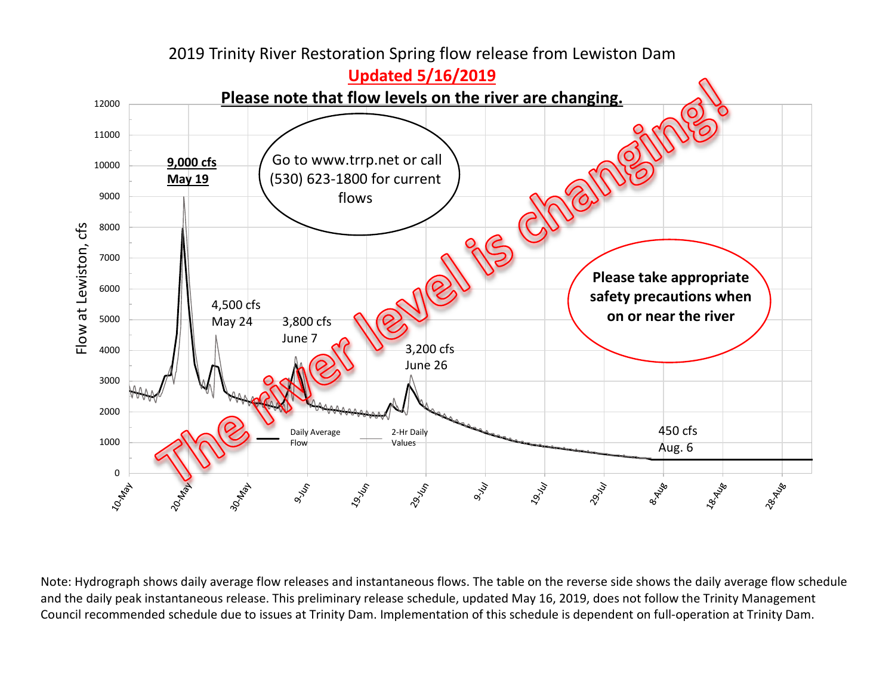# 2019 Trinity River Restoration Spring flow release from Lewiston Dam

**Updated 5/16/2019**

**Please note that flow levels on the river are changing.**

Go to www.trrp.net or call (530) 623-1800 for current flows

**Please take appropriate safety precautions when on or near the river**

The river level is changing!

- **9,000 cfs May 19**
- 4,500 cfs May 24
- 3,800 cfs June 7
- 3,200 cfs June 26
- 450 cfs Aug. 6

Legend: Daily Average Flow; 2-Hr Daily Values

Y-axis: Flow at Lewiston, cfs (0–12000)

X-axis: 10-May, 20-May, 30-May, 9-Jun, 19-Jun, 29-Jun, 9-Jul, 19-Jul, 29-Jul, 8-Aug, 18-Aug, 28-Aug

Note: Hydrograph shows daily average flow releases and instantaneous flows. The table on the reverse side shows the daily average flow schedule and the daily peak instantaneous release. This preliminary release schedule, updated May 16, 2019, does not follow the Trinity Management Council recommended schedule due to issues at Trinity Dam. Implementation of this schedule is dependent on full-operation at Trinity Dam.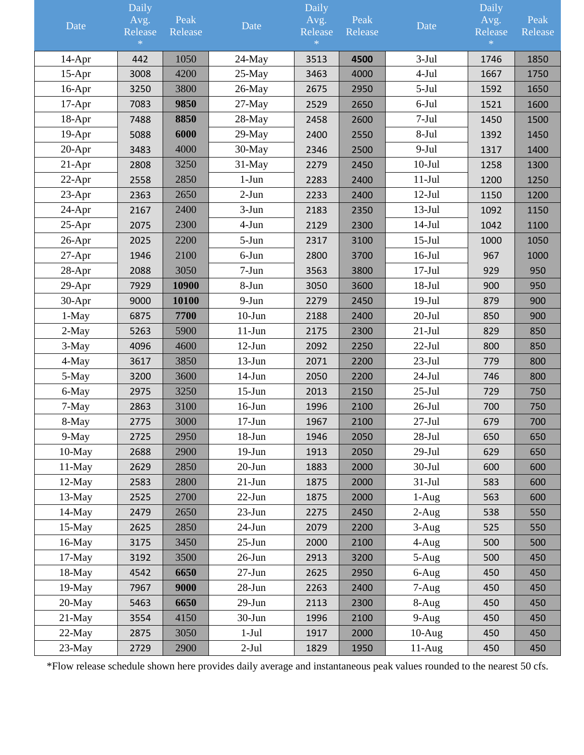| Date | Daily Avg. Release * | Peak Release | Date | Daily Avg. Release * | Peak Release | Date | Daily Avg. Release * | Peak Release |
|---|---|---|---|---|---|---|---|---|
| 14-Apr | 442 | 1050 | 24-May | 3513 | **4500** | 3-Jul | 1746 | 1850 |
| 15-Apr | 3008 | 4200 | 25-May | 3463 | 4000 | 4-Jul | 1667 | 1750 |
| 16-Apr | 3250 | 3800 | 26-May | 2675 | 2950 | 5-Jul | 1592 | 1650 |
| 17-Apr | 7083 | **9850** | 27-May | 2529 | 2650 | 6-Jul | 1521 | 1600 |
| 18-Apr | 7488 | **8850** | 28-May | 2458 | 2600 | 7-Jul | 1450 | 1500 |
| 19-Apr | 5088 | **6000** | 29-May | 2400 | 2550 | 8-Jul | 1392 | 1450 |
| 20-Apr | 3483 | 4000 | 30-May | 2346 | 2500 | 9-Jul | 1317 | 1400 |
| 21-Apr | 2808 | 3250 | 31-May | 2279 | 2450 | 10-Jul | 1258 | 1300 |
| 22-Apr | 2558 | 2850 | 1-Jun | 2283 | 2400 | 11-Jul | 1200 | 1250 |
| 23-Apr | 2363 | 2650 | 2-Jun | 2233 | 2400 | 12-Jul | 1150 | 1200 |
| 24-Apr | 2167 | 2400 | 3-Jun | 2183 | 2350 | 13-Jul | 1092 | 1150 |
| 25-Apr | 2075 | 2300 | 4-Jun | 2129 | 2300 | 14-Jul | 1042 | 1100 |
| 26-Apr | 2025 | 2200 | 5-Jun | 2317 | 3100 | 15-Jul | 1000 | 1050 |
| 27-Apr | 1946 | 2100 | 6-Jun | 2800 | 3700 | 16-Jul | 967 | 1000 |
| 28-Apr | 2088 | 3050 | 7-Jun | 3563 | 3800 | 17-Jul | 929 | 950 |
| 29-Apr | 7929 | **10900** | 8-Jun | 3050 | 3600 | 18-Jul | 900 | 950 |
| 30-Apr | 9000 | **10100** | 9-Jun | 2279 | 2450 | 19-Jul | 879 | 900 |
| 1-May | 6875 | **7700** | 10-Jun | 2188 | 2400 | 20-Jul | 850 | 900 |
| 2-May | 5263 | 5900 | 11-Jun | 2175 | 2300 | 21-Jul | 829 | 850 |
| 3-May | 4096 | 4600 | 12-Jun | 2092 | 2250 | 22-Jul | 800 | 850 |
| 4-May | 3617 | 3850 | 13-Jun | 2071 | 2200 | 23-Jul | 779 | 800 |
| 5-May | 3200 | 3600 | 14-Jun | 2050 | 2200 | 24-Jul | 746 | 800 |
| 6-May | 2975 | 3250 | 15-Jun | 2013 | 2150 | 25-Jul | 729 | 750 |
| 7-May | 2863 | 3100 | 16-Jun | 1996 | 2100 | 26-Jul | 700 | 750 |
| 8-May | 2775 | 3000 | 17-Jun | 1967 | 2100 | 27-Jul | 679 | 700 |
| 9-May | 2725 | 2950 | 18-Jun | 1946 | 2050 | 28-Jul | 650 | 650 |
| 10-May | 2688 | 2900 | 19-Jun | 1913 | 2050 | 29-Jul | 629 | 650 |
| 11-May | 2629 | 2850 | 20-Jun | 1883 | 2000 | 30-Jul | 600 | 600 |
| 12-May | 2583 | 2800 | 21-Jun | 1875 | 2000 | 31-Jul | 583 | 600 |
| 13-May | 2525 | 2700 | 22-Jun | 1875 | 2000 | 1-Aug | 563 | 600 |
| 14-May | 2479 | 2650 | 23-Jun | 2275 | 2450 | 2-Aug | 538 | 550 |
| 15-May | 2625 | 2850 | 24-Jun | 2079 | 2200 | 3-Aug | 525 | 550 |
| 16-May | 3175 | 3450 | 25-Jun | 2000 | 2100 | 4-Aug | 500 | 500 |
| 17-May | 3192 | 3500 | 26-Jun | 2913 | 3200 | 5-Aug | 500 | 450 |
| 18-May | 4542 | **6650** | 27-Jun | 2625 | 2950 | 6-Aug | 450 | 450 |
| 19-May | 7967 | **9000** | 28-Jun | 2263 | 2400 | 7-Aug | 450 | 450 |
| 20-May | 5463 | **6650** | 29-Jun | 2113 | 2300 | 8-Aug | 450 | 450 |
| 21-May | 3554 | 4150 | 30-Jun | 1996 | 2100 | 9-Aug | 450 | 450 |
| 22-May | 2875 | 3050 | 1-Jul | 1917 | 2000 | 10-Aug | 450 | 450 |
| 23-May | 2729 | 2900 | 2-Jul | 1829 | 1950 | 11-Aug | 450 | 450 |

*Flow release schedule shown here provides daily average and instantaneous peak values rounded to the nearest 50 cfs.